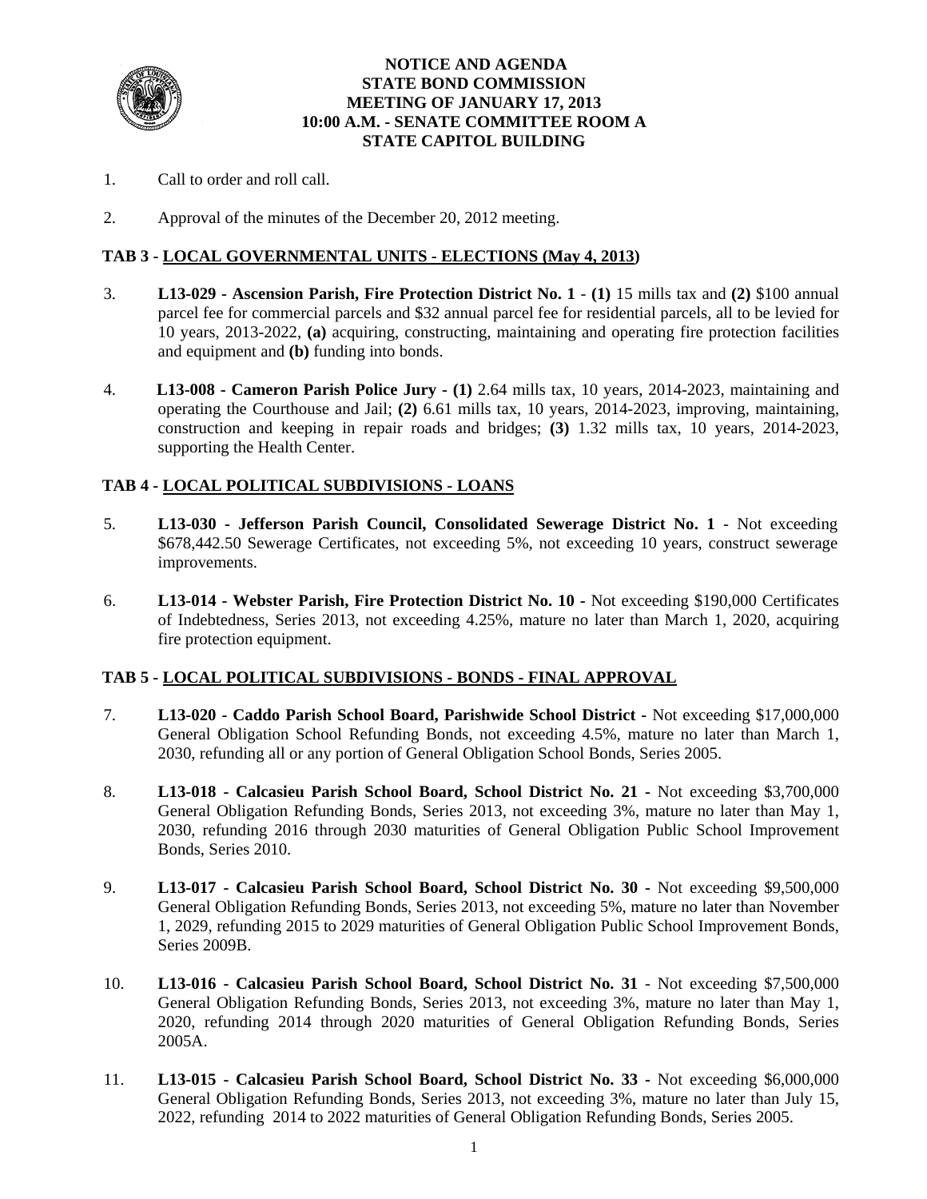# NOTICE AND AGENDA
# STATE BOND COMMISSION
# MEETING OF JANUARY 17, 2013
# 10:00 A.M. - SENATE COMMITTEE ROOM A
# STATE CAPITOL BUILDING

1. Call to order and roll call.

2. Approval of the minutes of the December 20, 2012 meeting.

## TAB 3 - LOCAL GOVERNMENTAL UNITS - ELECTIONS (May 4, 2013)

3. **L13-029 - Ascension Parish, Fire Protection District No. 1** - **(1)** 15 mills tax and **(2)** $100 annual parcel fee for commercial parcels and $32 annual parcel fee for residential parcels, all to be levied for 10 years, 2013-2022, **(a)** acquiring, constructing, maintaining and operating fire protection facilities and equipment and **(b)** funding into bonds.

4. **L13-008 - Cameron Parish Police Jury** - **(1)** 2.64 mills tax, 10 years, 2014-2023, maintaining and operating the Courthouse and Jail; **(2)** 6.61 mills tax, 10 years, 2014-2023, improving, maintaining, construction and keeping in repair roads and bridges; **(3)** 1.32 mills tax, 10 years, 2014-2023, supporting the Health Center.

## TAB 4 - LOCAL POLITICAL SUBDIVISIONS - LOANS

5. **L13-030 - Jefferson Parish Council, Consolidated Sewerage District No. 1** - Not exceeding $678,442.50 Sewerage Certificates, not exceeding 5%, not exceeding 10 years, construct sewerage improvements.

6. **L13-014 - Webster Parish, Fire Protection District No. 10** - Not exceeding $190,000 Certificates of Indebtedness, Series 2013, not exceeding 4.25%, mature no later than March 1, 2020, acquiring fire protection equipment.

## TAB 5 - LOCAL POLITICAL SUBDIVISIONS - BONDS - FINAL APPROVAL

7. **L13-020 - Caddo Parish School Board, Parishwide School District** - Not exceeding $17,000,000 General Obligation School Refunding Bonds, not exceeding 4.5%, mature no later than March 1, 2030, refunding all or any portion of General Obligation School Bonds, Series 2005.

8. **L13-018 - Calcasieu Parish School Board, School District No. 21** - Not exceeding $3,700,000 General Obligation Refunding Bonds, Series 2013, not exceeding 3%, mature no later than May 1, 2030, refunding 2016 through 2030 maturities of General Obligation Public School Improvement Bonds, Series 2010.

9. **L13-017 - Calcasieu Parish School Board, School District No. 30** - Not exceeding $9,500,000 General Obligation Refunding Bonds, Series 2013, not exceeding 5%, mature no later than November 1, 2029, refunding 2015 to 2029 maturities of General Obligation Public School Improvement Bonds, Series 2009B.

10. **L13-016 - Calcasieu Parish School Board, School District No. 31** - Not exceeding $7,500,000 General Obligation Refunding Bonds, Series 2013, not exceeding 3%, mature no later than May 1, 2020, refunding 2014 through 2020 maturities of General Obligation Refunding Bonds, Series 2005A.

11. **L13-015 - Calcasieu Parish School Board, School District No. 33** - Not exceeding $6,000,000 General Obligation Refunding Bonds, Series 2013, not exceeding 3%, mature no later than July 15, 2022, refunding 2014 to 2022 maturities of General Obligation Refunding Bonds, Series 2005.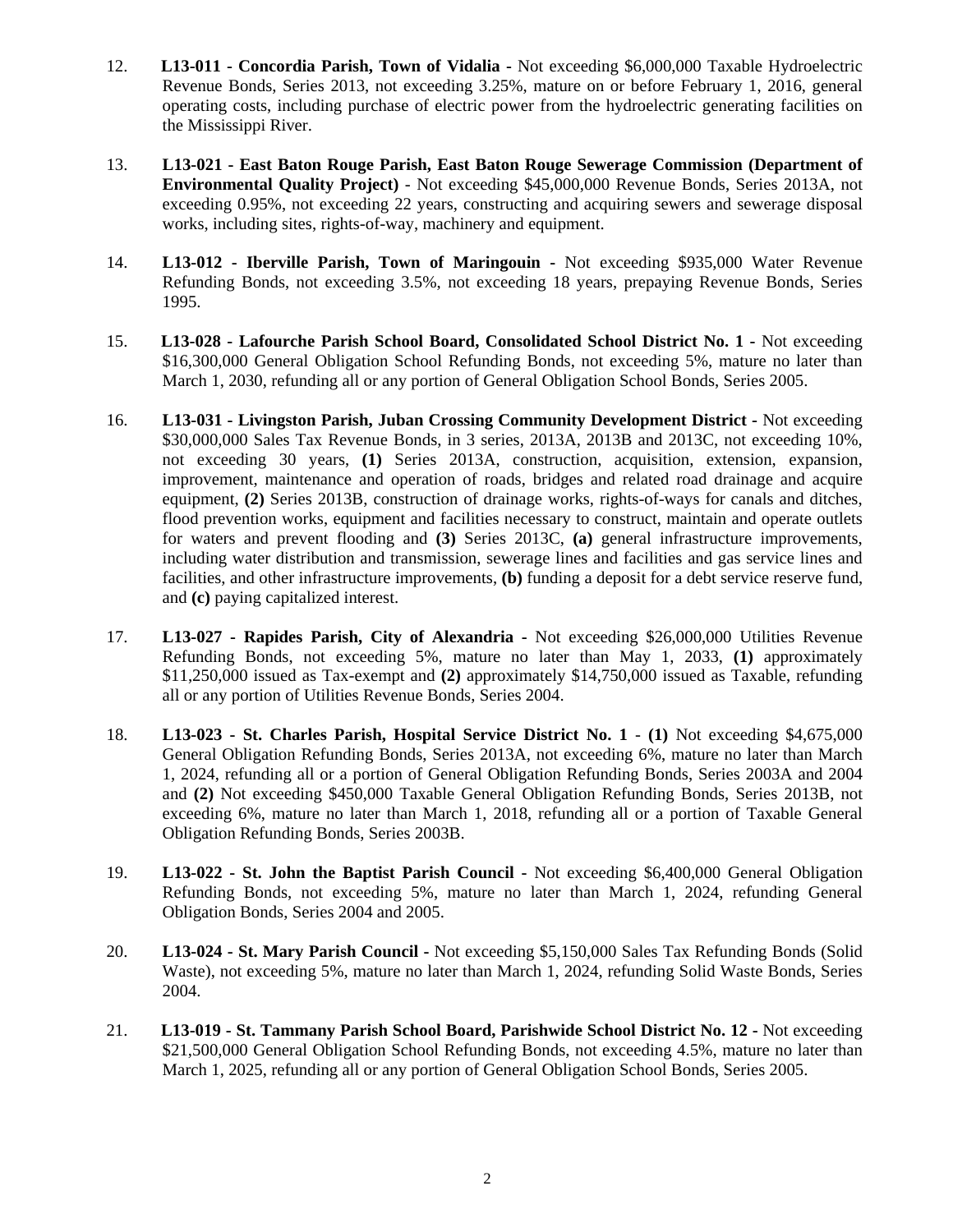12. **L13-011 - Concordia Parish, Town of Vidalia -** Not exceeding $6,000,000 Taxable Hydroelectric Revenue Bonds, Series 2013, not exceeding 3.25%, mature on or before February 1, 2016, general operating costs, including purchase of electric power from the hydroelectric generating facilities on the Mississippi River.

13. **L13-021 - East Baton Rouge Parish, East Baton Rouge Sewerage Commission (Department of Environmental Quality Project)** - Not exceeding $45,000,000 Revenue Bonds, Series 2013A, not exceeding 0.95%, not exceeding 22 years, constructing and acquiring sewers and sewerage disposal works, including sites, rights-of-way, machinery and equipment.

14. **L13-012 - Iberville Parish, Town of Maringouin -** Not exceeding $935,000 Water Revenue Refunding Bonds, not exceeding 3.5%, not exceeding 18 years, prepaying Revenue Bonds, Series 1995.

15. **L13-028 - Lafourche Parish School Board, Consolidated School District No. 1 -** Not exceeding $16,300,000 General Obligation School Refunding Bonds, not exceeding 5%, mature no later than March 1, 2030, refunding all or any portion of General Obligation School Bonds, Series 2005.

16. **L13-031 - Livingston Parish, Juban Crossing Community Development District -** Not exceeding $30,000,000 Sales Tax Revenue Bonds, in 3 series, 2013A, 2013B and 2013C, not exceeding 10%, not exceeding 30 years, **(1)** Series 2013A, construction, acquisition, extension, expansion, improvement, maintenance and operation of roads, bridges and related road drainage and acquire equipment, **(2)** Series 2013B, construction of drainage works, rights-of-ways for canals and ditches, flood prevention works, equipment and facilities necessary to construct, maintain and operate outlets for waters and prevent flooding and **(3)** Series 2013C, **(a)** general infrastructure improvements, including water distribution and transmission, sewerage lines and facilities and gas service lines and facilities, and other infrastructure improvements, **(b)** funding a deposit for a debt service reserve fund, and **(c)** paying capitalized interest.

17. **L13-027 - Rapides Parish, City of Alexandria -** Not exceeding $26,000,000 Utilities Revenue Refunding Bonds, not exceeding 5%, mature no later than May 1, 2033, **(1)** approximately $11,250,000 issued as Tax-exempt and **(2)** approximately $14,750,000 issued as Taxable, refunding all or any portion of Utilities Revenue Bonds, Series 2004.

18. **L13-023 - St. Charles Parish, Hospital Service District No. 1** - **(1)** Not exceeding $4,675,000 General Obligation Refunding Bonds, Series 2013A, not exceeding 6%, mature no later than March 1, 2024, refunding all or a portion of General Obligation Refunding Bonds, Series 2003A and 2004 and **(2)** Not exceeding $450,000 Taxable General Obligation Refunding Bonds, Series 2013B, not exceeding 6%, mature no later than March 1, 2018, refunding all or a portion of Taxable General Obligation Refunding Bonds, Series 2003B.

19. **L13-022 - St. John the Baptist Parish Council -** Not exceeding $6,400,000 General Obligation Refunding Bonds, not exceeding 5%, mature no later than March 1, 2024, refunding General Obligation Bonds, Series 2004 and 2005.

20. **L13-024 - St. Mary Parish Council -** Not exceeding $5,150,000 Sales Tax Refunding Bonds (Solid Waste), not exceeding 5%, mature no later than March 1, 2024, refunding Solid Waste Bonds, Series 2004.

21. **L13-019 - St. Tammany Parish School Board, Parishwide School District No. 12 -** Not exceeding $21,500,000 General Obligation School Refunding Bonds, not exceeding 4.5%, mature no later than March 1, 2025, refunding all or any portion of General Obligation School Bonds, Series 2005.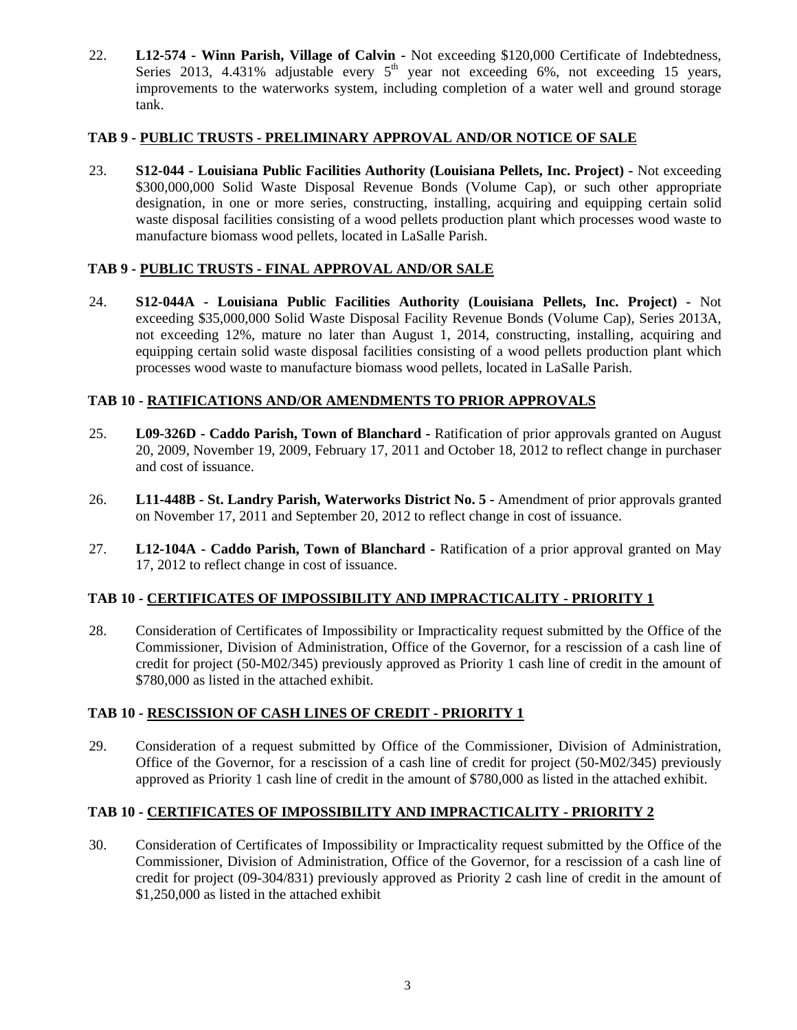22. **L12-574 - Winn Parish, Village of Calvin -** Not exceeding $120,000 Certificate of Indebtedness, Series 2013, 4.431% adjustable every 5th year not exceeding 6%, not exceeding 15 years, improvements to the waterworks system, including completion of a water well and ground storage tank.

**TAB 9 - PUBLIC TRUSTS - PRELIMINARY APPROVAL AND/OR NOTICE OF SALE**

23. **S12-044 - Louisiana Public Facilities Authority (Louisiana Pellets, Inc. Project) -** Not exceeding $300,000,000 Solid Waste Disposal Revenue Bonds (Volume Cap), or such other appropriate designation, in one or more series, constructing, installing, acquiring and equipping certain solid waste disposal facilities consisting of a wood pellets production plant which processes wood waste to manufacture biomass wood pellets, located in LaSalle Parish.

**TAB 9 - PUBLIC TRUSTS - FINAL APPROVAL AND/OR SALE**

24. **S12-044A - Louisiana Public Facilities Authority (Louisiana Pellets, Inc. Project) -** Not exceeding $35,000,000 Solid Waste Disposal Facility Revenue Bonds (Volume Cap), Series 2013A, not exceeding 12%, mature no later than August 1, 2014, constructing, installing, acquiring and equipping certain solid waste disposal facilities consisting of a wood pellets production plant which processes wood waste to manufacture biomass wood pellets, located in LaSalle Parish.

**TAB 10 - RATIFICATIONS AND/OR AMENDMENTS TO PRIOR APPROVALS**

25. **L09-326D - Caddo Parish, Town of Blanchard -** Ratification of prior approvals granted on August 20, 2009, November 19, 2009, February 17, 2011 and October 18, 2012 to reflect change in purchaser and cost of issuance.

26. **L11-448B - St. Landry Parish, Waterworks District No. 5 -** Amendment of prior approvals granted on November 17, 2011 and September 20, 2012 to reflect change in cost of issuance.

27. **L12-104A - Caddo Parish, Town of Blanchard -** Ratification of a prior approval granted on May 17, 2012 to reflect change in cost of issuance.

**TAB 10 - CERTIFICATES OF IMPOSSIBILITY AND IMPRACTICALITY - PRIORITY 1**

28. Consideration of Certificates of Impossibility or Impracticality request submitted by the Office of the Commissioner, Division of Administration, Office of the Governor, for a rescission of a cash line of credit for project (50-M02/345) previously approved as Priority 1 cash line of credit in the amount of $780,000 as listed in the attached exhibit.

**TAB 10 - RESCISSION OF CASH LINES OF CREDIT - PRIORITY 1**

29. Consideration of a request submitted by Office of the Commissioner, Division of Administration, Office of the Governor, for a rescission of a cash line of credit for project (50-M02/345) previously approved as Priority 1 cash line of credit in the amount of $780,000 as listed in the attached exhibit.

**TAB 10 - CERTIFICATES OF IMPOSSIBILITY AND IMPRACTICALITY - PRIORITY 2**

30. Consideration of Certificates of Impossibility or Impracticality request submitted by the Office of the Commissioner, Division of Administration, Office of the Governor, for a rescission of a cash line of credit for project (09-304/831) previously approved as Priority 2 cash line of credit in the amount of $1,250,000 as listed in the attached exhibit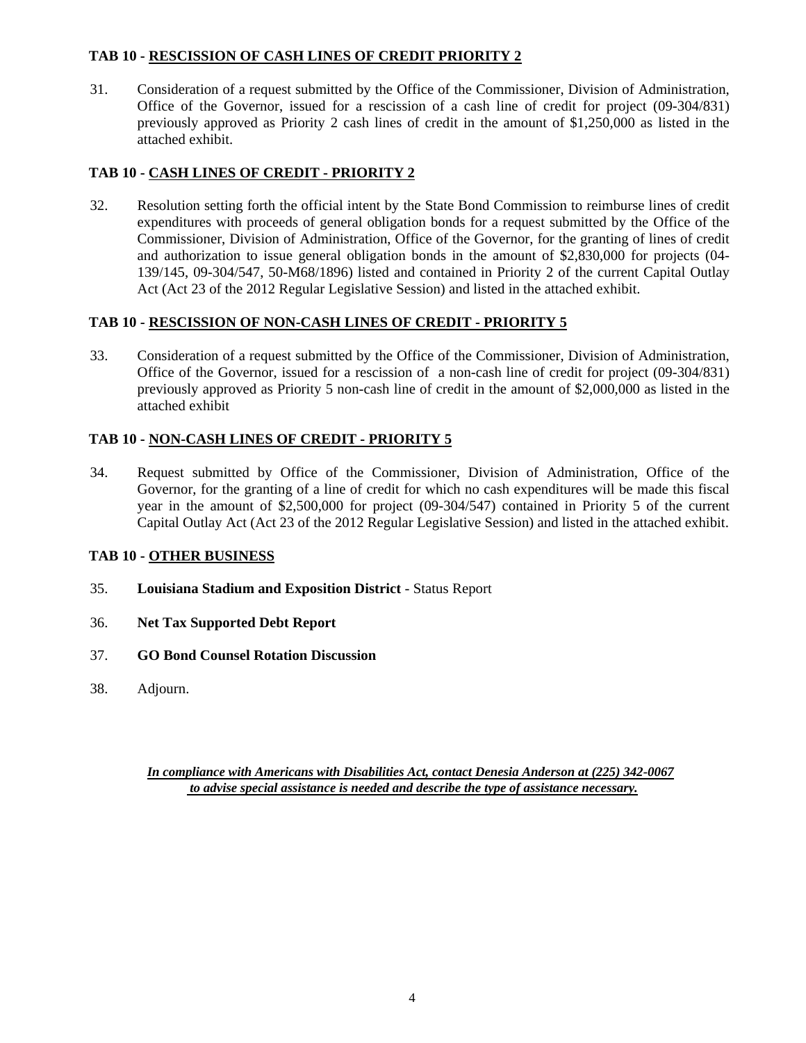**TAB 10 - RESCISSION OF CASH LINES OF CREDIT PRIORITY 2**

31. Consideration of a request submitted by the Office of the Commissioner, Division of Administration, Office of the Governor, issued for a rescission of a cash line of credit for project (09-304/831) previously approved as Priority 2 cash lines of credit in the amount of $1,250,000 as listed in the attached exhibit.

**TAB 10 - CASH LINES OF CREDIT - PRIORITY 2**

32. Resolution setting forth the official intent by the State Bond Commission to reimburse lines of credit expenditures with proceeds of general obligation bonds for a request submitted by the Office of the Commissioner, Division of Administration, Office of the Governor, for the granting of lines of credit and authorization to issue general obligation bonds in the amount of $2,830,000 for projects (04-139/145, 09-304/547, 50-M68/1896) listed and contained in Priority 2 of the current Capital Outlay Act (Act 23 of the 2012 Regular Legislative Session) and listed in the attached exhibit.

**TAB 10 - RESCISSION OF NON-CASH LINES OF CREDIT - PRIORITY 5**

33. Consideration of a request submitted by the Office of the Commissioner, Division of Administration, Office of the Governor, issued for a rescission of a non-cash line of credit for project (09-304/831) previously approved as Priority 5 non-cash line of credit in the amount of $2,000,000 as listed in the attached exhibit

**TAB 10 - NON-CASH LINES OF CREDIT - PRIORITY 5**

34. Request submitted by Office of the Commissioner, Division of Administration, Office of the Governor, for the granting of a line of credit for which no cash expenditures will be made this fiscal year in the amount of $2,500,000 for project (09-304/547) contained in Priority 5 of the current Capital Outlay Act (Act 23 of the 2012 Regular Legislative Session) and listed in the attached exhibit.

**TAB 10 - OTHER BUSINESS**

35. **Louisiana Stadium and Exposition District** - Status Report

36. **Net Tax Supported Debt Report**

37. **GO Bond Counsel Rotation Discussion**

38. Adjourn.

***In compliance with Americans with Disabilities Act, contact Denesia Anderson at (225) 342-0067 to advise special assistance is needed and describe the type of assistance necessary.***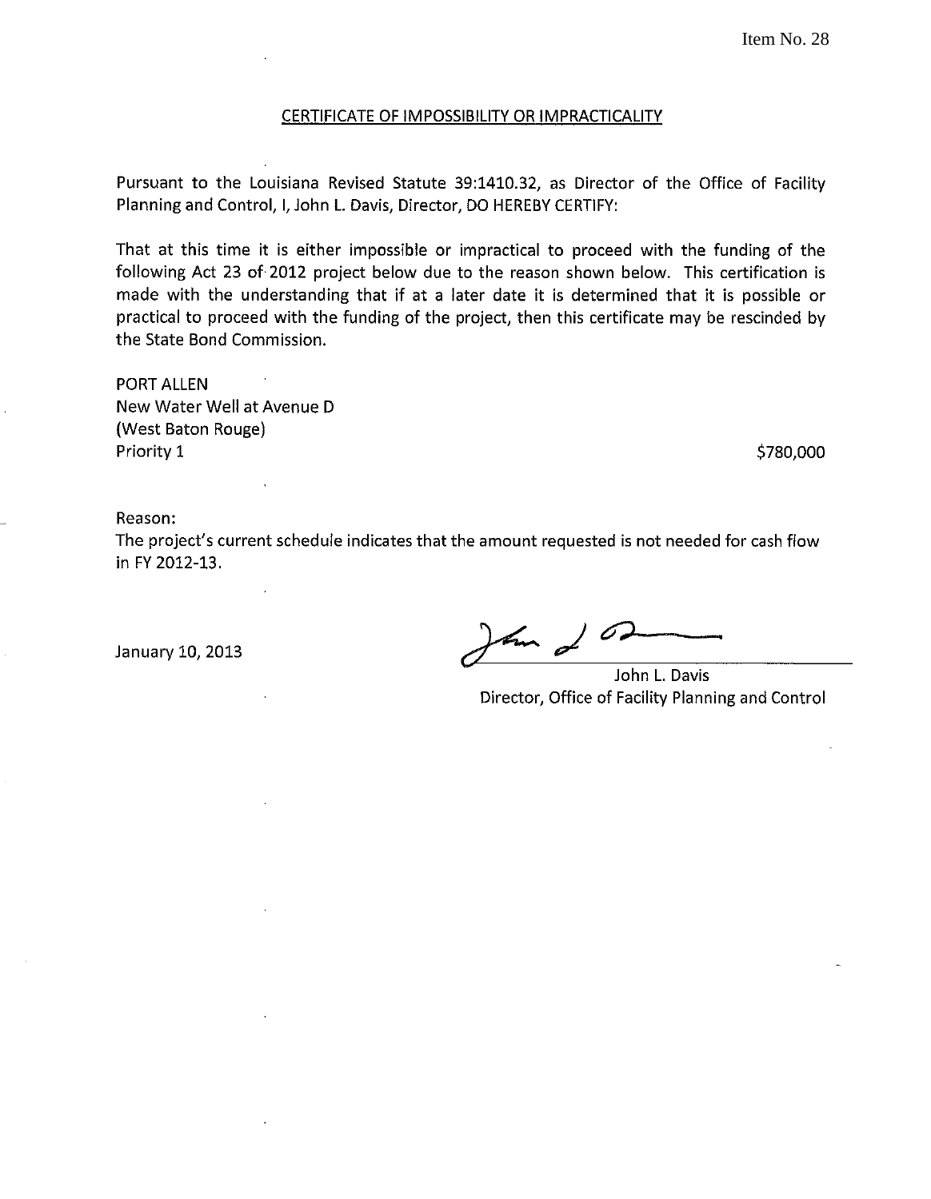Item No. 28

## CERTIFICATE OF IMPOSSIBILITY OR IMPRACTICALITY

Pursuant to the Louisiana Revised Statute 39:1410.32, as Director of the Office of Facility Planning and Control, I, John L. Davis, Director, DO HEREBY CERTIFY:

That at this time it is either impossible or impractical to proceed with the funding of the following Act 23 of 2012 project below due to the reason shown below. This certification is made with the understanding that if at a later date it is determined that it is possible or practical to proceed with the funding of the project, then this certificate may be rescinded by the State Bond Commission.

PORT ALLEN
New Water Well at Avenue D
(West Baton Rouge)
Priority 1 $780,000

Reason:
The project's current schedule indicates that the amount requested is not needed for cash flow in FY 2012-13.

January 10, 2013

John L. Davis
Director, Office of Facility Planning and Control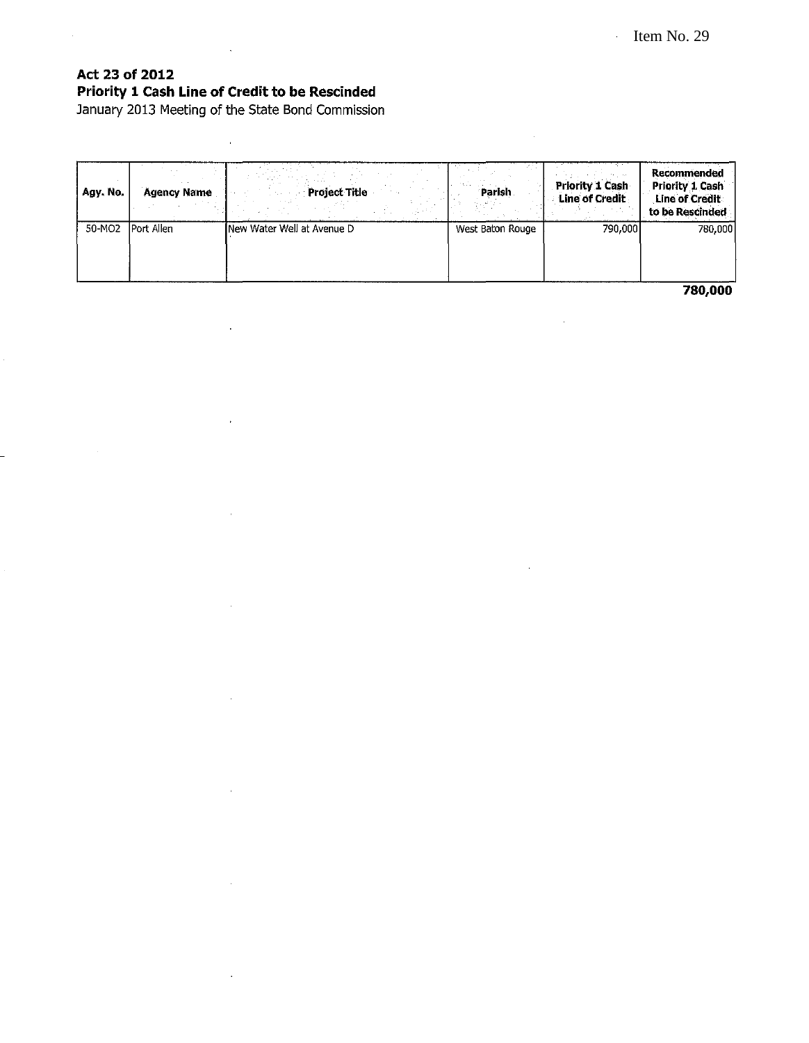Item No. 29

**Act 23 of 2012**
**Priority 1 Cash Line of Credit to be Rescinded**
January 2013 Meeting of the State Bond Commission

| Agy. No. | Agency Name | Project Title | Parish | Priority 1 Cash Line of Credit | Recommended Priority 1 Cash Line of Credit to be Rescinded |
|---|---|---|---|---|---|
| 50-MO2 | Port Allen | New Water Well at Avenue D | West Baton Rouge | 790,000 | 780,000 |
| | | | | | **780,000** |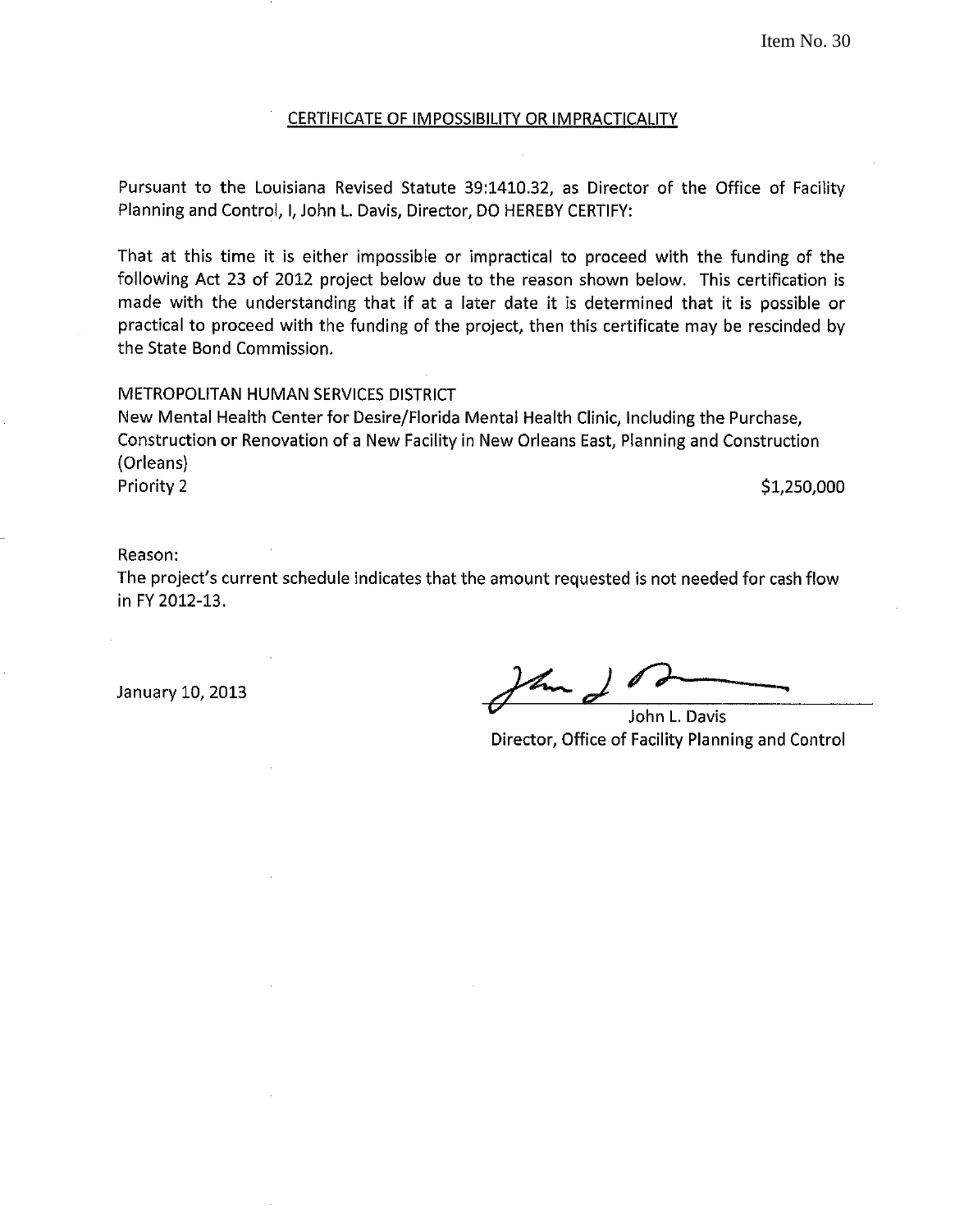Item No. 30

## CERTIFICATE OF IMPOSSIBILITY OR IMPRACTICALITY

Pursuant to the Louisiana Revised Statute 39:1410.32, as Director of the Office of Facility Planning and Control, I, John L. Davis, Director, DO HEREBY CERTIFY:

That at this time it is either impossible or impractical to proceed with the funding of the following Act 23 of 2012 project below due to the reason shown below. This certification is made with the understanding that if at a later date it is determined that it is possible or practical to proceed with the funding of the project, then this certificate may be rescinded by the State Bond Commission.

METROPOLITAN HUMAN SERVICES DISTRICT
New Mental Health Center for Desire/Florida Mental Health Clinic, Including the Purchase, Construction or Renovation of a New Facility in New Orleans East, Planning and Construction (Orleans)
Priority 2 $1,250,000

Reason:
The project's current schedule indicates that the amount requested is not needed for cash flow in FY 2012-13.

January 10, 2013

John L. Davis
Director, Office of Facility Planning and Control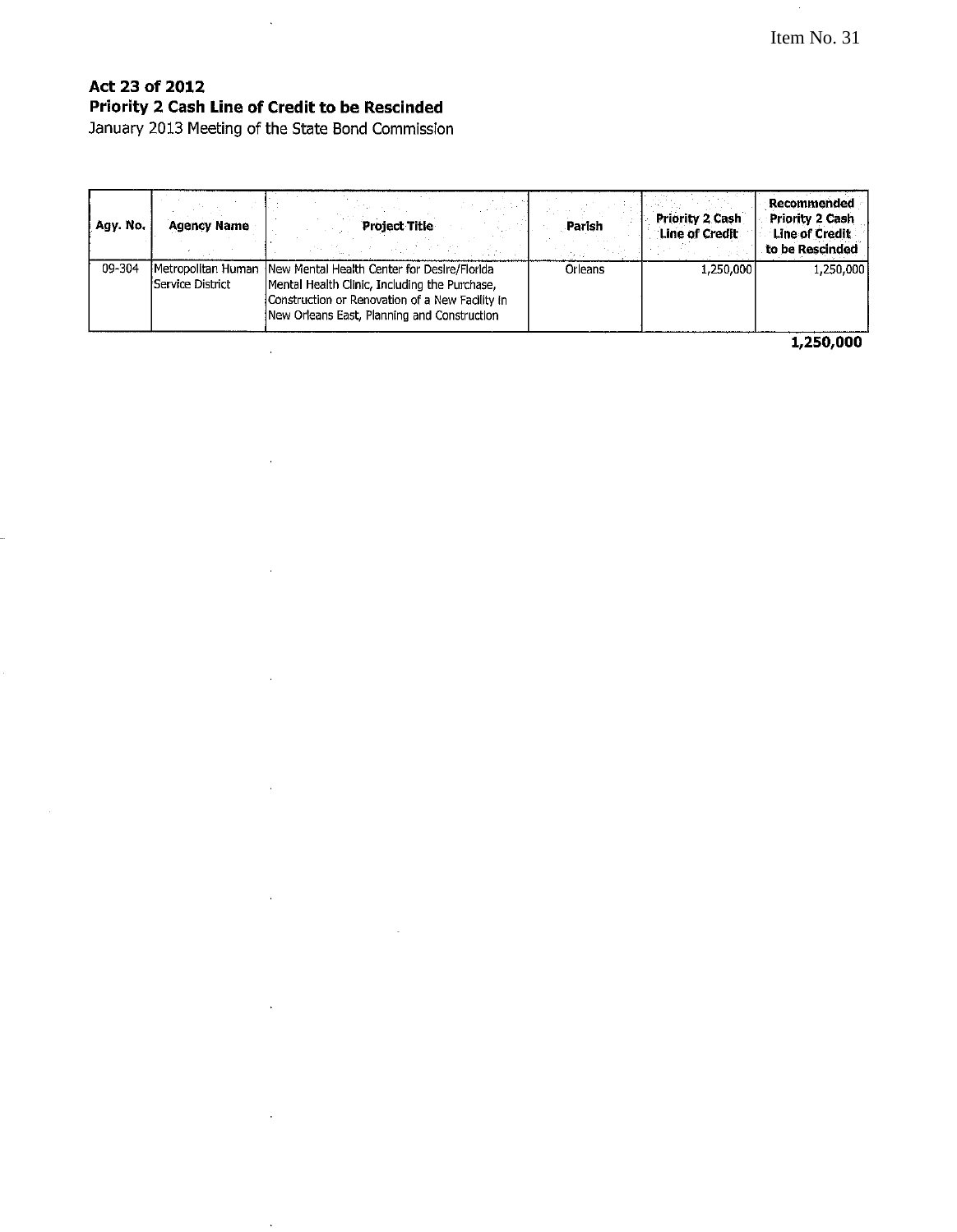Item No. 31

**Act 23 of 2012**
**Priority 2 Cash Line of Credit to be Rescinded**
January 2013 Meeting of the State Bond Commission

| Agy. No. | Agency Name | Project Title | Parish | Priority 2 Cash Line of Credit | Recommended Priority 2 Cash Line of Credit to be Rescinded |
|---|---|---|---|---|---|
| 09-304 | Metropolitan Human Service District | New Mental Health Center for Desire/Florida Mental Health Clinic, Including the Purchase, Construction or Renovation of a New Facility in New Orleans East, Planning and Construction | Orleans | 1,250,000 | 1,250,000 |
| | | | | | **1,250,000** |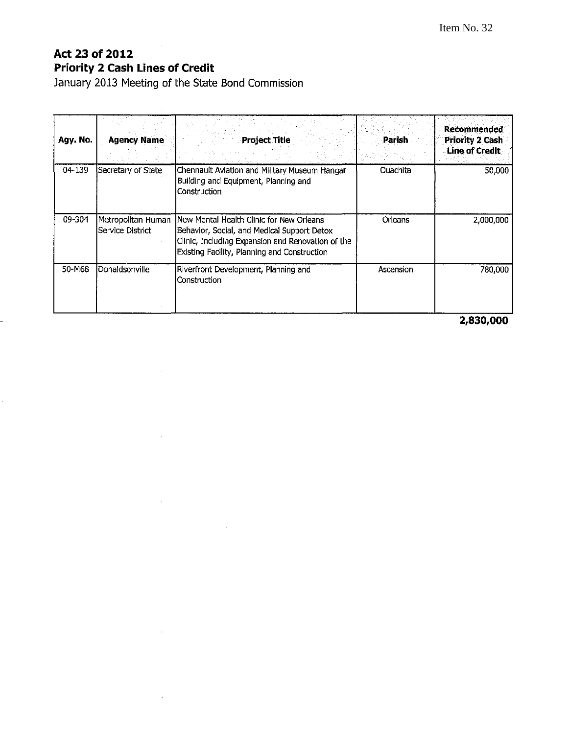Item No. 32

# Act 23 of 2012
## Priority 2 Cash Lines of Credit
January 2013 Meeting of the State Bond Commission

| Agy. No. | Agency Name | Project Title | Parish | Recommended Priority 2 Cash Line of Credit |
|---|---|---|---|---|
| 04-139 | Secretary of State | Chennault Aviation and Military Museum Hangar Building and Equipment, Planning and Construction | Ouachita | 50,000 |
| 09-304 | Metropolitan Human Service District | New Mental Health Clinic for New Orleans Behavior, Social, and Medical Support Detox Clinic, Including Expansion and Renovation of the Existing Facility, Planning and Construction | Orleans | 2,000,000 |
| 50-M68 | Donaldsonville | Riverfront Development, Planning and Construction | Ascension | 780,000 |
| | | | | **2,830,000** |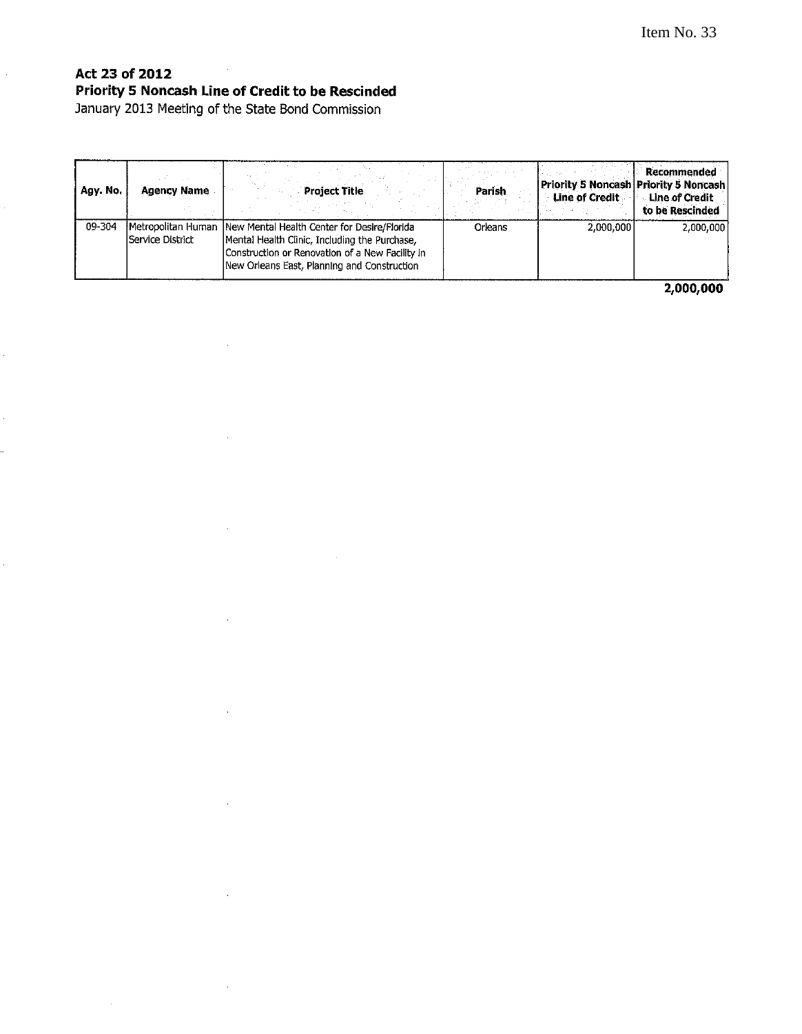Item No. 33

**Act 23 of 2012**
**Priority 5 Noncash Line of Credit to be Rescinded**
January 2013 Meeting of the State Bond Commission

| Agy. No. | Agency Name | Project Title | Parish | Priority 5 Noncash Line of Credit | Recommended Priority 5 Noncash Line of Credit to be Rescinded |
|---|---|---|---|---|---|
| 09-304 | Metropolitan Human Service District | New Mental Health Center for Desire/Florida Mental Health Clinic, Including the Purchase, Construction or Renovation of a New Facility in New Orleans East, Planning and Construction | Orleans | 2,000,000 | 2,000,000 |
| | | | | | **2,000,000** |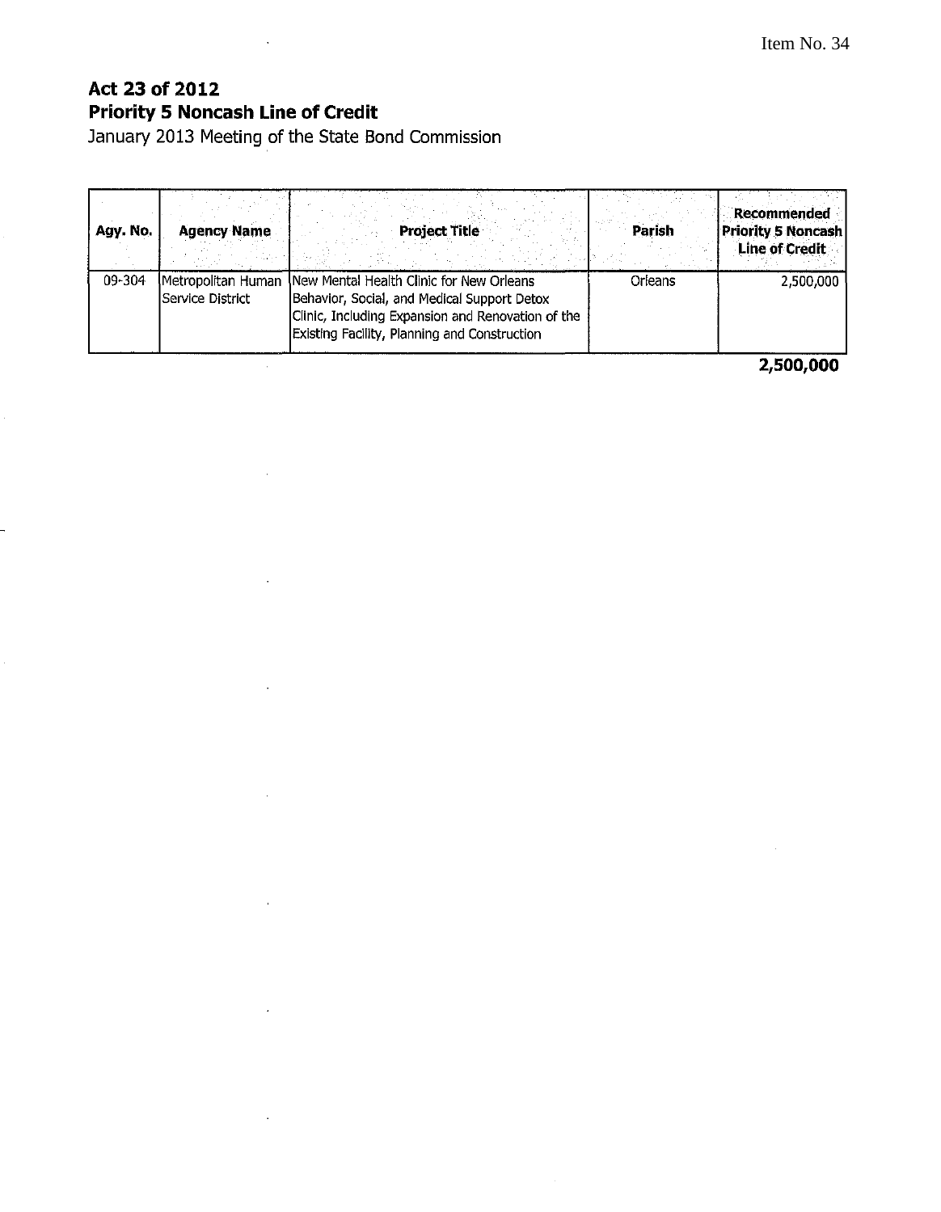Item No. 34

# Act 23 of 2012
## Priority 5 Noncash Line of Credit
January 2013 Meeting of the State Bond Commission

| Agy. No. | Agency Name | Project Title | Parish | Recommended Priority 5 Noncash Line of Credit |
|---|---|---|---|---|
| 09-304 | Metropolitan Human Service District | New Mental Health Clinic for New Orleans Behavior, Social, and Medical Support Detox Clinic, Including Expansion and Renovation of the Existing Facility, Planning and Construction | Orleans | 2,500,000 |
| | | | | **2,500,000** |